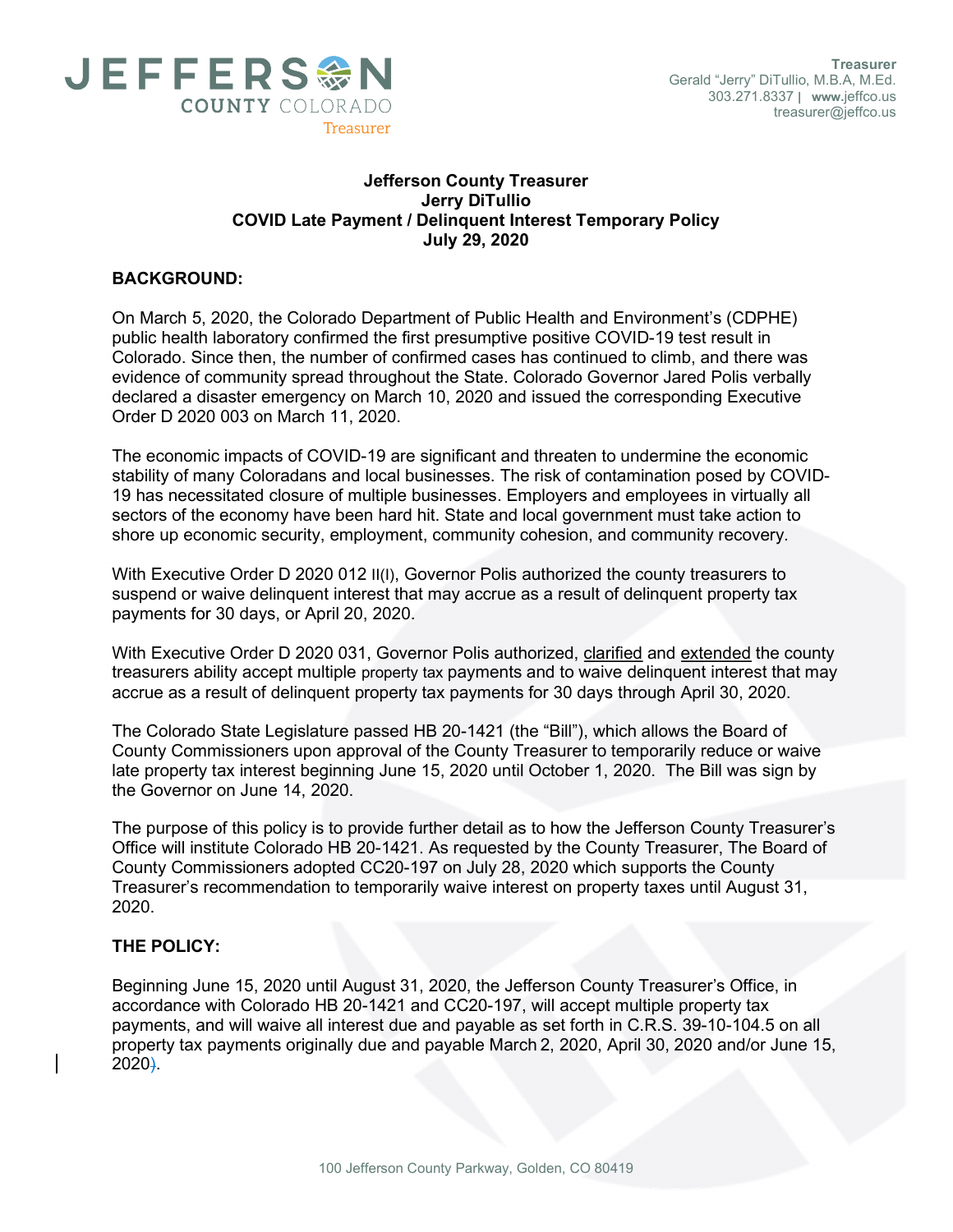**Treasurer**
Gerald "Jerry" DiTullio, M.B.A, M.Ed.
303.271.8337 | www.jeffco.us
treasurer@jeffco.us

JEFFERSON COUNTY COLORADO Treasurer

**Jefferson County Treasurer**
**Jerry DiTullio**
**COVID Late Payment / Delinquent Interest Temporary Policy**
**July 29, 2020**

## BACKGROUND:

On March 5, 2020, the Colorado Department of Public Health and Environment's (CDPHE) public health laboratory confirmed the first presumptive positive COVID-19 test result in Colorado. Since then, the number of confirmed cases has continued to climb, and there was evidence of community spread throughout the State. Colorado Governor Jared Polis verbally declared a disaster emergency on March 10, 2020 and issued the corresponding Executive Order D 2020 003 on March 11, 2020.

The economic impacts of COVID-19 are significant and threaten to undermine the economic stability of many Coloradans and local businesses. The risk of contamination posed by COVID-19 has necessitated closure of multiple businesses. Employers and employees in virtually all sectors of the economy have been hard hit. State and local government must take action to shore up economic security, employment, community cohesion, and community recovery.

With Executive Order D 2020 012 II(I), Governor Polis authorized the county treasurers to suspend or waive delinquent interest that may accrue as a result of delinquent property tax payments for 30 days, or April 20, 2020.

With Executive Order D 2020 031, Governor Polis authorized, clarified and extended the county treasurers ability accept multiple property tax payments and to waive delinquent interest that may accrue as a result of delinquent property tax payments for 30 days through April 30, 2020.

The Colorado State Legislature passed HB 20-1421 (the "Bill"), which allows the Board of County Commissioners upon approval of the County Treasurer to temporarily reduce or waive late property tax interest beginning June 15, 2020 until October 1, 2020. The Bill was sign by the Governor on June 14, 2020.

The purpose of this policy is to provide further detail as to how the Jefferson County Treasurer's Office will institute Colorado HB 20-1421. As requested by the County Treasurer, The Board of County Commissioners adopted CC20-197 on July 28, 2020 which supports the County Treasurer's recommendation to temporarily waive interest on property taxes until August 31, 2020.

## THE POLICY:

Beginning June 15, 2020 until August 31, 2020, the Jefferson County Treasurer's Office, in accordance with Colorado HB 20-1421 and CC20-197, will accept multiple property tax payments, and will waive all interest due and payable as set forth in C.R.S. 39-10-104.5 on all property tax payments originally due and payable March 2, 2020, April 30, 2020 and/or June 15, 2020).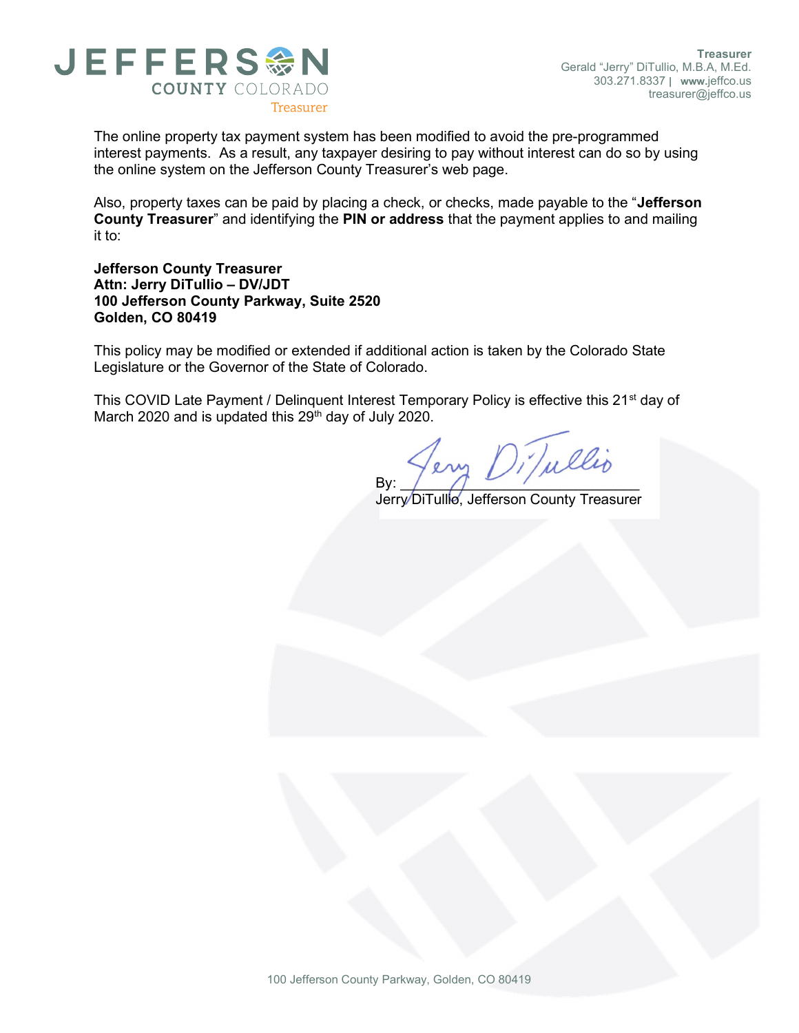The online property tax payment system has been modified to avoid the pre-programmed interest payments. As a result, any taxpayer desiring to pay without interest can do so by using the online system on the Jefferson County Treasurer's web page.

Also, property taxes can be paid by placing a check, or checks, made payable to the "**Jefferson County Treasurer**" and identifying the **PIN or address** that the payment applies to and mailing it to:

**Jefferson County Treasurer**
**Attn: Jerry DiTullio – DV/JDT**
**100 Jefferson County Parkway, Suite 2520**
**Golden, CO 80419**

This policy may be modified or extended if additional action is taken by the Colorado State Legislature or the Governor of the State of Colorado.

This COVID Late Payment / Delinquent Interest Temporary Policy is effective this 21st day of March 2020 and is updated this 29th day of July 2020.

By: ______________________________
Jerry DiTullio, Jefferson County Treasurer